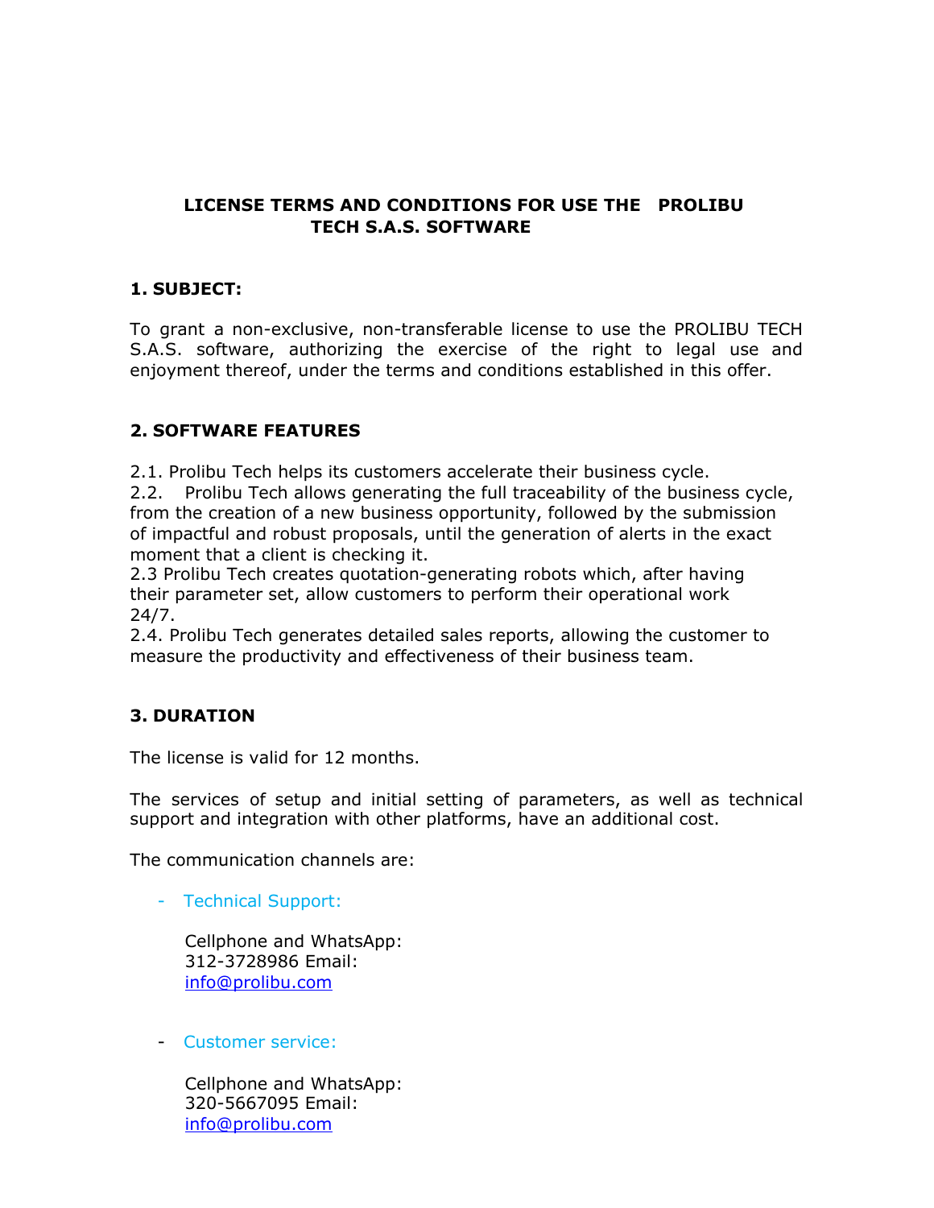# LICENSE TERMS AND CONDITIONS FOR USE THE PROLIBU TECH S.A.S. SOFTWARE

## 1. SUBJECT:

To grant a non-exclusive, non-transferable license to use the PROLIBU TECH S.A.S. software, authorizing the exercise of the right to legal use and enjoyment thereof, under the terms and conditions established in this offer.

## 2. SOFTWARE FEATURES

2.1. Prolibu Tech helps its customers accelerate their business cycle.
2.2. Prolibu Tech allows generating the full traceability of the business cycle, from the creation of a new business opportunity, followed by the submission of impactful and robust proposals, until the generation of alerts in the exact moment that a client is checking it.
2.3 Prolibu Tech creates quotation-generating robots which, after having their parameter set, allow customers to perform their operational work 24/7.
2.4. Prolibu Tech generates detailed sales reports, allowing the customer to measure the productivity and effectiveness of their business team.

## 3. DURATION

The license is valid for 12 months.

The services of setup and initial setting of parameters, as well as technical support and integration with other platforms, have an additional cost.

The communication channels are:

- Technical Support:

  Cellphone and WhatsApp: 312-3728986 Email: info@prolibu.com

- Customer service:

  Cellphone and WhatsApp: 320-5667095 Email: info@prolibu.com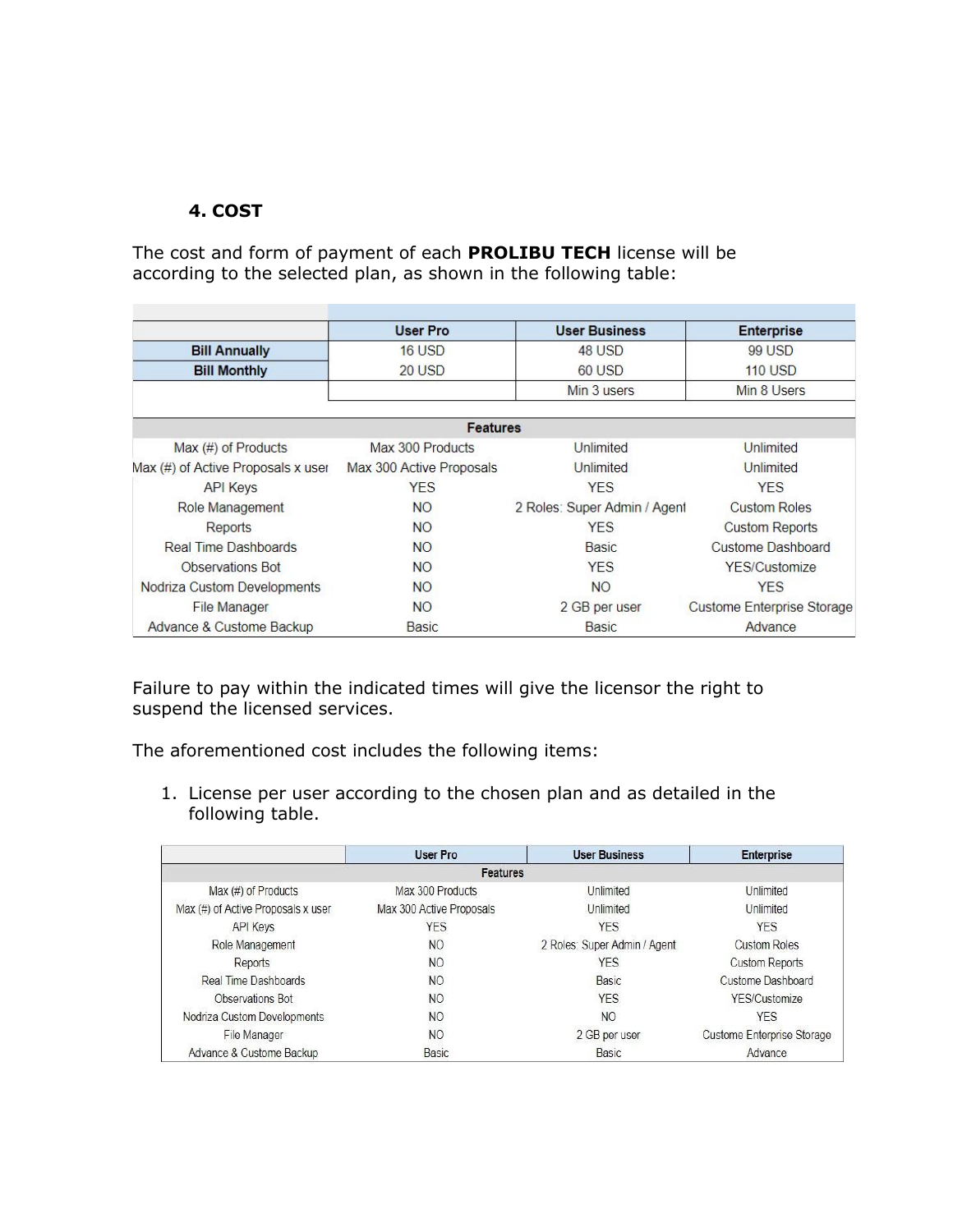#### 4. COST

The cost and form of payment of each **PROLIBU TECH** license will be according to the selected plan, as shown in the following table:

| | User Pro | User Business | Enterprise |
|---|---|---|---|
| **Bill Annually** | 16 USD | 48 USD | 99 USD |
| **Bill Monthly** | 20 USD | 60 USD | 110 USD |
| | | Min 3 users | Min 8 Users |
| | | **Features** | |
| Max (#) of Products | Max 300 Products | Unlimited | Unlimited |
| Max (#) of Active Proposals x user | Max 300 Active Proposals | Unlimited | Unlimited |
| API Keys | YES | YES | YES |
| Role Management | NO | 2 Roles: Super Admin / Agent | Custom Roles |
| Reports | NO | YES | Custom Reports |
| Real Time Dashboards | NO | Basic | Custome Dashboard |
| Observations Bot | NO | YES | YES/Customize |
| Nodriza Custom Developments | NO | NO | YES |
| File Manager | NO | 2 GB per user | Custome Enterprise Storage |
| Advance & Custome Backup | Basic | Basic | Advance |

Failure to pay within the indicated times will give the licensor the right to suspend the licensed services.

The aforementioned cost includes the following items:

1. License per user according to the chosen plan and as detailed in the following table.

| | User Pro | User Business | Enterprise |
|---|---|---|---|
| | | **Features** | |
| Max (#) of Products | Max 300 Products | Unlimited | Unlimited |
| Max (#) of Active Proposals x user | Max 300 Active Proposals | Unlimited | Unlimited |
| API Keys | YES | YES | YES |
| Role Management | NO | 2 Roles: Super Admin / Agent | Custom Roles |
| Reports | NO | YES | Custom Reports |
| Real Time Dashboards | NO | Basic | Custome Dashboard |
| Observations Bot | NO | YES | YES/Customize |
| Nodriza Custom Developments | NO | NO | YES |
| File Manager | NO | 2 GB per user | Custome Enterprise Storage |
| Advance & Custome Backup | Basic | Basic | Advance |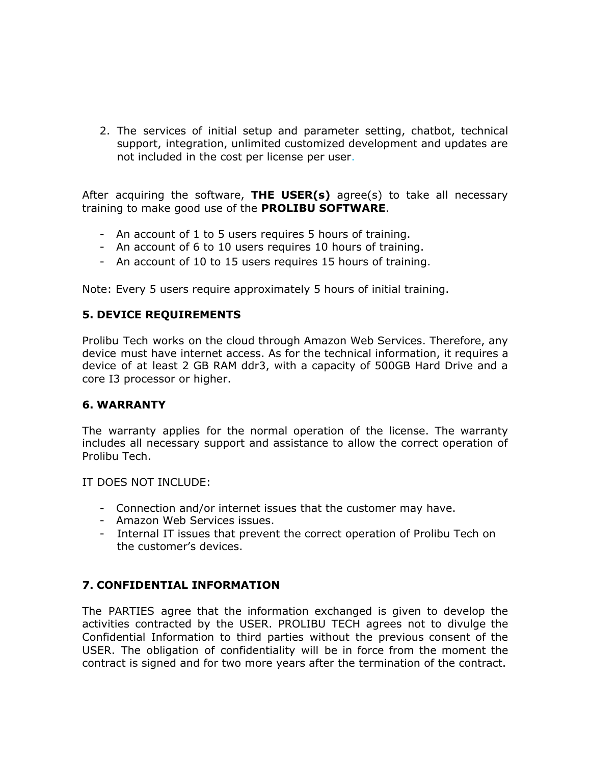2. The services of initial setup and parameter setting, chatbot, technical support, integration, unlimited customized development and updates are not included in the cost per license per user.

After acquiring the software, **THE USER(s)** agree(s) to take all necessary training to make good use of the **PROLIBU SOFTWARE**.

- An account of 1 to 5 users requires 5 hours of training.
- An account of 6 to 10 users requires 10 hours of training.
- An account of 10 to 15 users requires 15 hours of training.

Note: Every 5 users require approximately 5 hours of initial training.

### 5. DEVICE REQUIREMENTS

Prolibu Tech works on the cloud through Amazon Web Services. Therefore, any device must have internet access. As for the technical information, it requires a device of at least 2 GB RAM ddr3, with a capacity of 500GB Hard Drive and a core I3 processor or higher.

### 6. WARRANTY

The warranty applies for the normal operation of the license. The warranty includes all necessary support and assistance to allow the correct operation of Prolibu Tech.

IT DOES NOT INCLUDE:

- Connection and/or internet issues that the customer may have.
- Amazon Web Services issues.
- Internal IT issues that prevent the correct operation of Prolibu Tech on the customer's devices.

### 7. CONFIDENTIAL INFORMATION

The PARTIES agree that the information exchanged is given to develop the activities contracted by the USER. PROLIBU TECH agrees not to divulge the Confidential Information to third parties without the previous consent of the USER. The obligation of confidentiality will be in force from the moment the contract is signed and for two more years after the termination of the contract.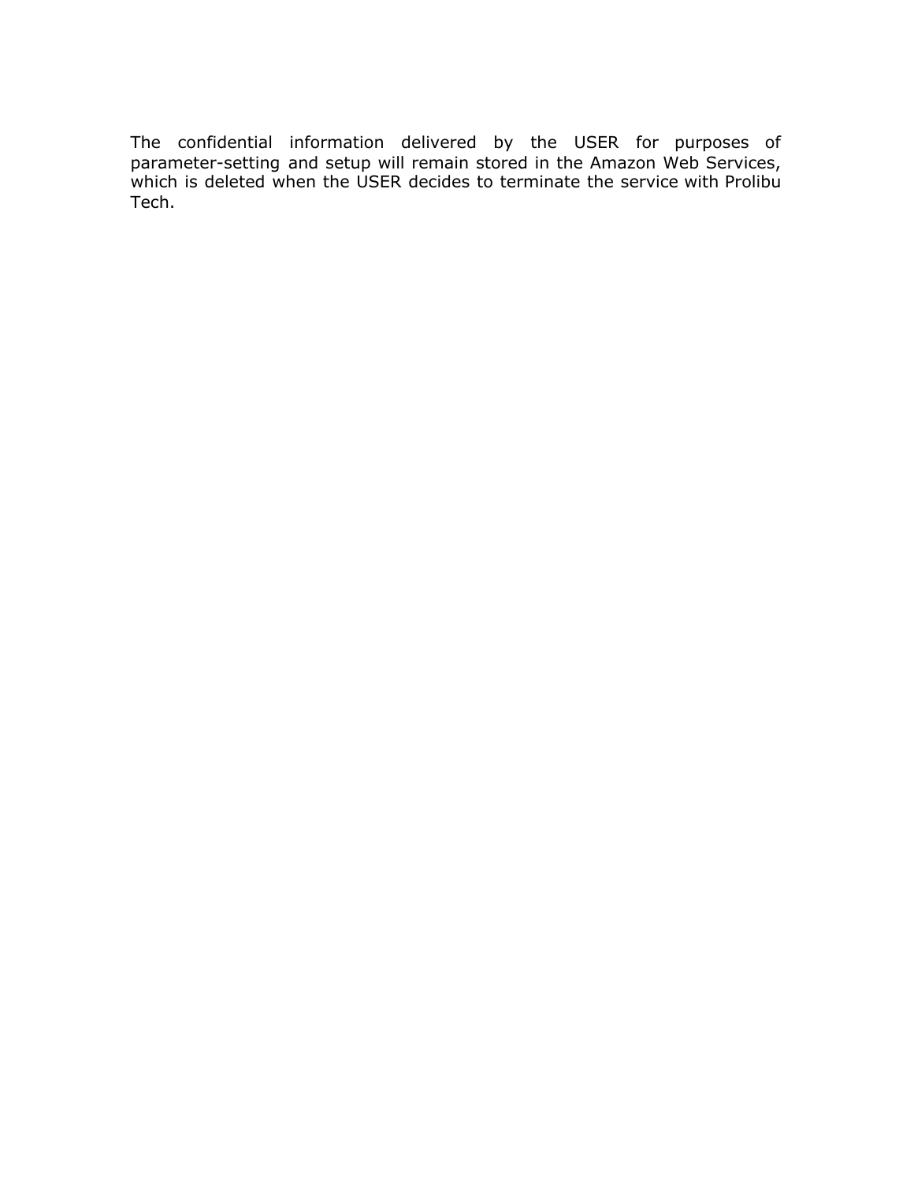The confidential information delivered by the USER for purposes of parameter-setting and setup will remain stored in the Amazon Web Services, which is deleted when the USER decides to terminate the service with Prolibu Tech.